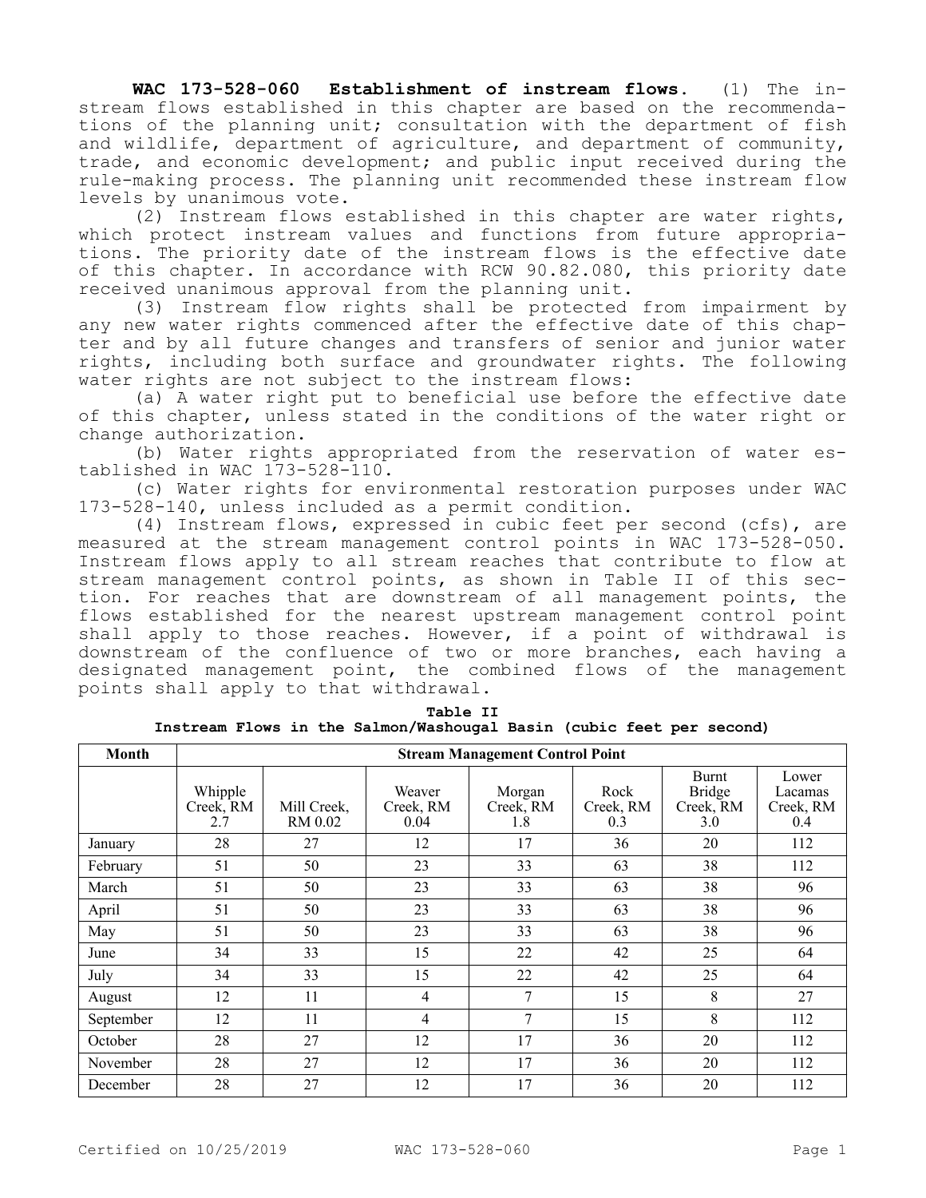**WAC 173-528-060 Establishment of instream flows.** (1) The instream flows established in this chapter are based on the recommendations of the planning unit; consultation with the department of fish and wildlife, department of agriculture, and department of community, trade, and economic development; and public input received during the rule-making process. The planning unit recommended these instream flow levels by unanimous vote.

(2) Instream flows established in this chapter are water rights, which protect instream values and functions from future appropriations. The priority date of the instream flows is the effective date of this chapter. In accordance with RCW 90.82.080, this priority date received unanimous approval from the planning unit.

(3) Instream flow rights shall be protected from impairment by any new water rights commenced after the effective date of this chapter and by all future changes and transfers of senior and junior water rights, including both surface and groundwater rights. The following water rights are not subject to the instream flows:

(a) A water right put to beneficial use before the effective date of this chapter, unless stated in the conditions of the water right or change authorization.

(b) Water rights appropriated from the reservation of water established in WAC 173-528-110.

(c) Water rights for environmental restoration purposes under WAC 173-528-140, unless included as a permit condition.

(4) Instream flows, expressed in cubic feet per second (cfs), are measured at the stream management control points in WAC 173-528-050. Instream flows apply to all stream reaches that contribute to flow at stream management control points, as shown in Table II of this section. For reaches that are downstream of all management points, the flows established for the nearest upstream management control point shall apply to those reaches. However, if a point of withdrawal is downstream of the confluence of two or more branches, each having a designated management point, the combined flows of the management points shall apply to that withdrawal.

**Table II**
**Instream Flows in the Salmon/Washougal Basin (cubic feet per second)**

| Month | Stream Management Control Point | | | | | | |
|---|---|---|---|---|---|---|---|
| | Whipple Creek, RM 2.7 | Mill Creek, RM 0.02 | Weaver Creek, RM 0.04 | Morgan Creek, RM 1.8 | Rock Creek, RM 0.3 | Burnt Bridge Creek, RM 3.0 | Lower Lacamas Creek, RM 0.4 |
| January | 28 | 27 | 12 | 17 | 36 | 20 | 112 |
| February | 51 | 50 | 23 | 33 | 63 | 38 | 112 |
| March | 51 | 50 | 23 | 33 | 63 | 38 | 96 |
| April | 51 | 50 | 23 | 33 | 63 | 38 | 96 |
| May | 51 | 50 | 23 | 33 | 63 | 38 | 96 |
| June | 34 | 33 | 15 | 22 | 42 | 25 | 64 |
| July | 34 | 33 | 15 | 22 | 42 | 25 | 64 |
| August | 12 | 11 | 4 | 7 | 15 | 8 | 27 |
| September | 12 | 11 | 4 | 7 | 15 | 8 | 112 |
| October | 28 | 27 | 12 | 17 | 36 | 20 | 112 |
| November | 28 | 27 | 12 | 17 | 36 | 20 | 112 |
| December | 28 | 27 | 12 | 17 | 36 | 20 | 112 |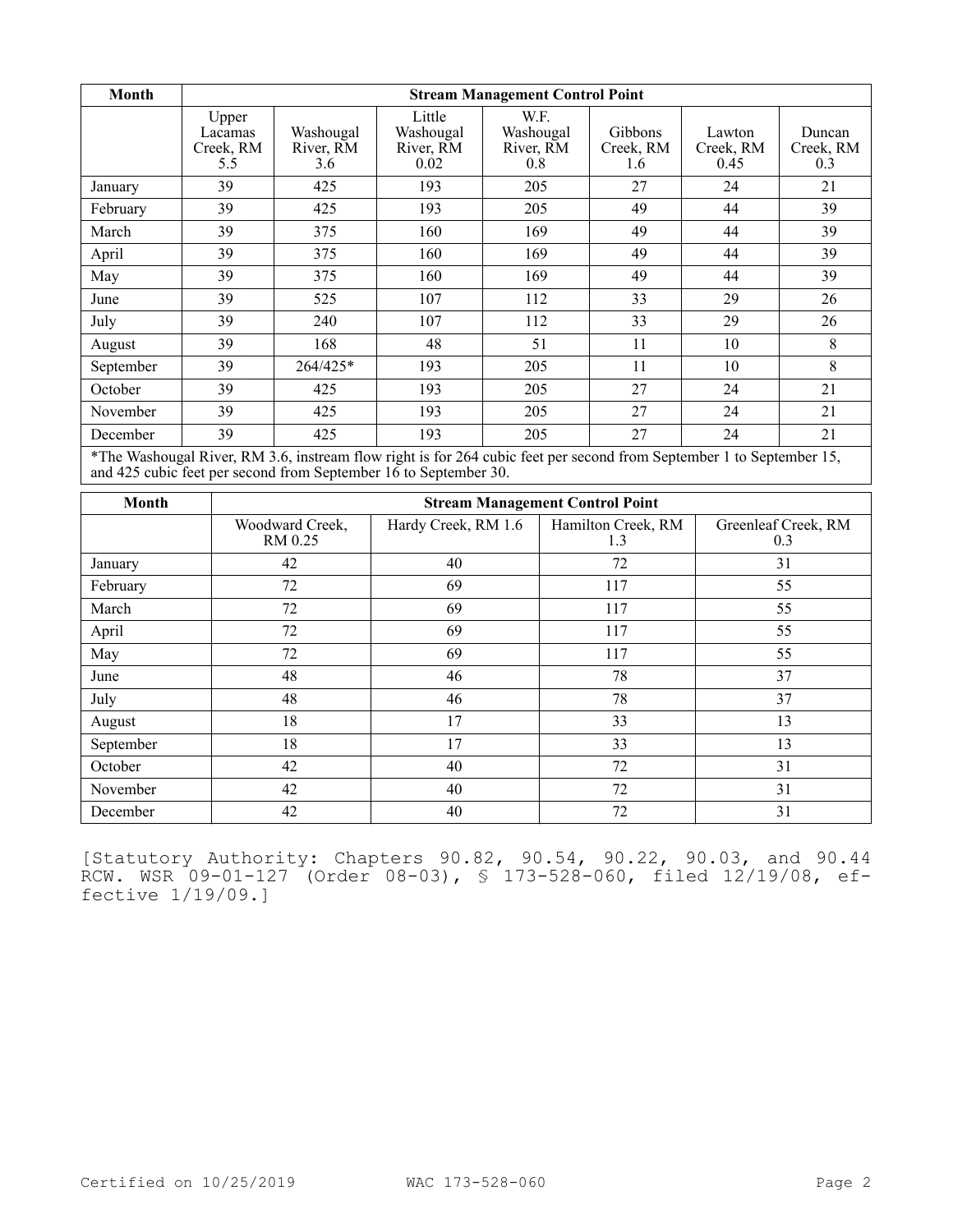| Month | Stream Management Control Point | | | | | | |
|---|---|---|---|---|---|---|---|
| | Upper Lacamas Creek, RM 5.5 | Washougal River, RM 3.6 | Little Washougal River, RM 0.02 | W.F. Washougal River, RM 0.8 | Gibbons Creek, RM 1.6 | Lawton Creek, RM 0.45 | Duncan Creek, RM 0.3 |
| January | 39 | 425 | 193 | 205 | 27 | 24 | 21 |
| February | 39 | 425 | 193 | 205 | 49 | 44 | 39 |
| March | 39 | 375 | 160 | 169 | 49 | 44 | 39 |
| April | 39 | 375 | 160 | 169 | 49 | 44 | 39 |
| May | 39 | 375 | 160 | 169 | 49 | 44 | 39 |
| June | 39 | 525 | 107 | 112 | 33 | 29 | 26 |
| July | 39 | 240 | 107 | 112 | 33 | 29 | 26 |
| August | 39 | 168 | 48 | 51 | 11 | 10 | 8 |
| September | 39 | 264/425* | 193 | 205 | 11 | 10 | 8 |
| October | 39 | 425 | 193 | 205 | 27 | 24 | 21 |
| November | 39 | 425 | 193 | 205 | 27 | 24 | 21 |
| December | 39 | 425 | 193 | 205 | 27 | 24 | 21 |

*The Washougal River, RM 3.6, instream flow right is for 264 cubic feet per second from September 1 to September 15, and 425 cubic feet per second from September 16 to September 30.

| Month | Stream Management Control Point | | | |
|---|---|---|---|---|
| | Woodward Creek, RM 0.25 | Hardy Creek, RM 1.6 | Hamilton Creek, RM 1.3 | Greenleaf Creek, RM 0.3 |
| January | 42 | 40 | 72 | 31 |
| February | 72 | 69 | 117 | 55 |
| March | 72 | 69 | 117 | 55 |
| April | 72 | 69 | 117 | 55 |
| May | 72 | 69 | 117 | 55 |
| June | 48 | 46 | 78 | 37 |
| July | 48 | 46 | 78 | 37 |
| August | 18 | 17 | 33 | 13 |
| September | 18 | 17 | 33 | 13 |
| October | 42 | 40 | 72 | 31 |
| November | 42 | 40 | 72 | 31 |
| December | 42 | 40 | 72 | 31 |

[Statutory Authority: Chapters 90.82, 90.54, 90.22, 90.03, and 90.44 RCW. WSR 09-01-127 (Order 08-03), § 173-528-060, filed 12/19/08, effective 1/19/09.]